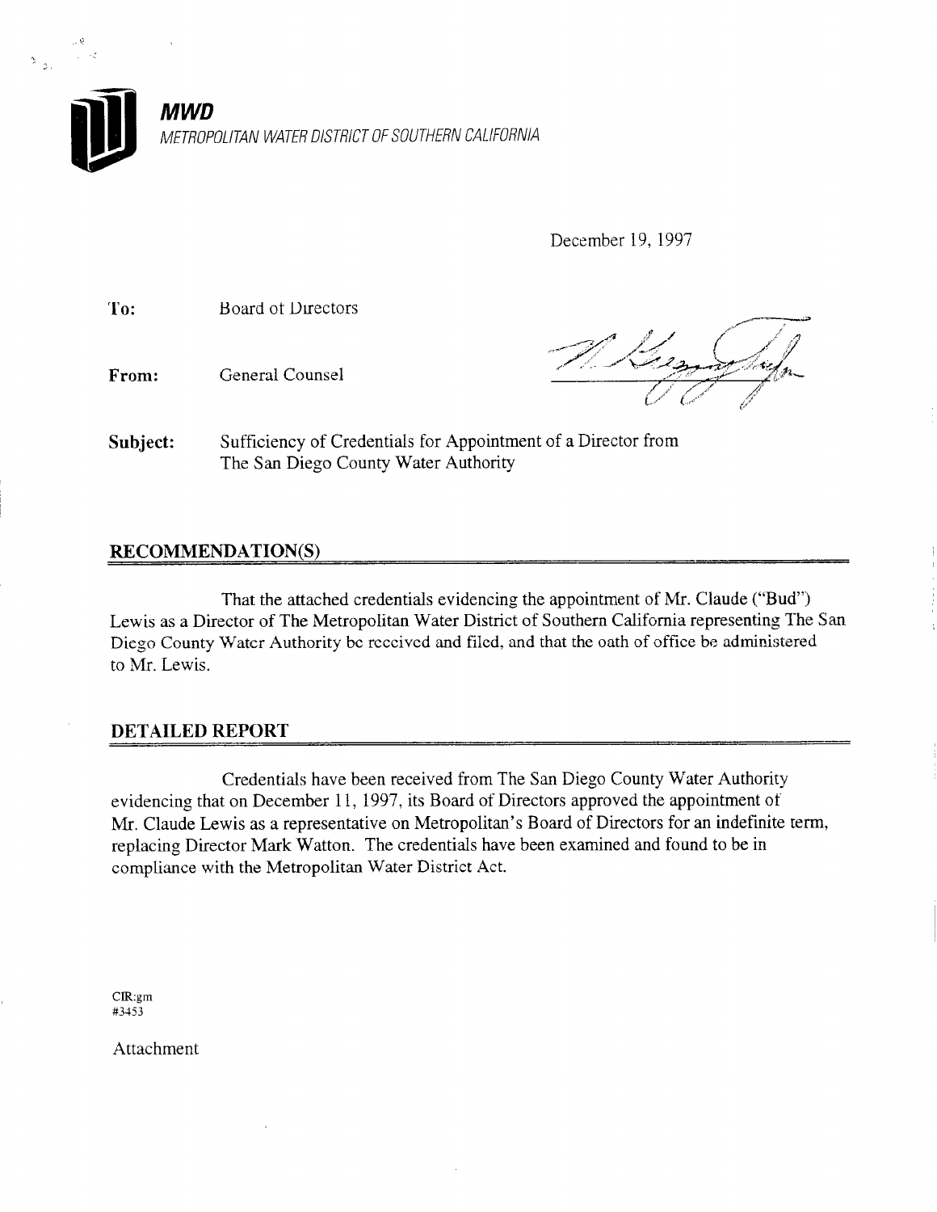**MWD**

*METROPOLITAN WATER DISTRICT OF SOUTHERN CALIFORNIA*

December 19, 1997

**To:** Board of Directors

**From:** General Counsel

**Subject:** Sufficiency of Credentials for Appointment of a Director from The San Diego County Water Authority

## RECOMMENDATION(S)

That the attached credentials evidencing the appointment of Mr. Claude ("Bud") Lewis as a Director of The Metropolitan Water District of Southern California representing The San Diego County Water Authority be received and filed, and that the oath of office be administered to Mr. Lewis.

## DETAILED REPORT

Credentials have been received from The San Diego County Water Authority evidencing that on December 11, 1997, its Board of Directors approved the appointment of Mr. Claude Lewis as a representative on Metropolitan's Board of Directors for an indefinite term, replacing Director Mark Watton. The credentials have been examined and found to be in compliance with the Metropolitan Water District Act.

CIR:gm
#3453

Attachment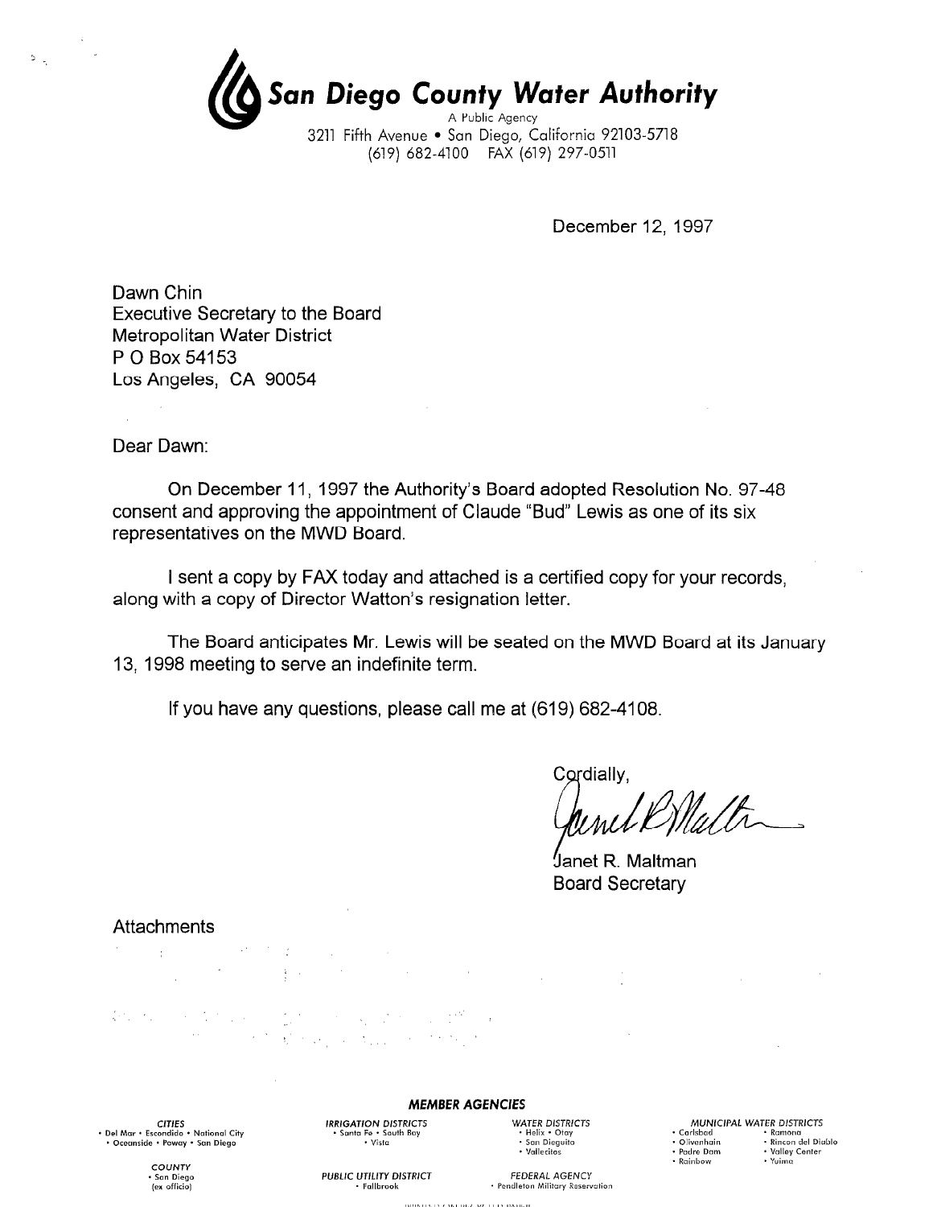# San Diego County Water Authority

A Public Agency
3211 Fifth Avenue • San Diego, California 92103-5718
(619) 682-4100 FAX (619) 297-0511

December 12, 1997

Dawn Chin
Executive Secretary to the Board
Metropolitan Water District
P O Box 54153
Los Angeles, CA 90054

Dear Dawn:

On December 11, 1997 the Authority's Board adopted Resolution No. 97-48 consent and approving the appointment of Claude "Bud" Lewis as one of its six representatives on the MWD Board.

I sent a copy by FAX today and attached is a certified copy for your records, along with a copy of Director Watton's resignation letter.

The Board anticipates Mr. Lewis will be seated on the MWD Board at its January 13, 1998 meeting to serve an indefinite term.

If you have any questions, please call me at (619) 682-4108.

Cordially,

Janet R. Maltman
Board Secretary

Attachments

**MEMBER AGENCIES**

*CITIES*
• Del Mar • Escondido • National City
• Oceanside • Poway • San Diego

*COUNTY*
• San Diego
(ex officio)

*IRRIGATION DISTRICTS*
• Santa Fe • South Bay
• Vista

*PUBLIC UTILITY DISTRICT*
• Fallbrook

*WATER DISTRICTS*
• Helix • Otay
• San Dieguito
• Vallecitos

*FEDERAL AGENCY*
• Pendleton Military Reservation

*MUNICIPAL WATER DISTRICTS*
• Carlsbad • Ramona
• Olivenhain • Rincon del Diablo
• Padre Dam • Valley Center
• Rainbow • Yuima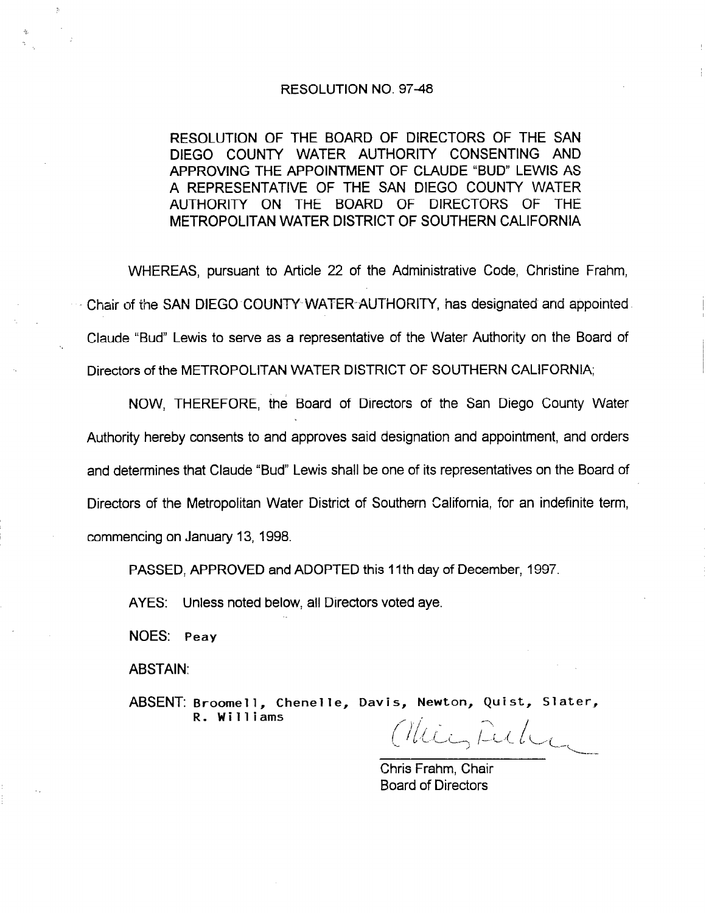# RESOLUTION NO. 97-48

RESOLUTION OF THE BOARD OF DIRECTORS OF THE SAN DIEGO COUNTY WATER AUTHORITY CONSENTING AND APPROVING THE APPOINTMENT OF CLAUDE "BUD" LEWIS AS A REPRESENTATIVE OF THE SAN DIEGO COUNTY WATER AUTHORITY ON THE BOARD OF DIRECTORS OF THE METROPOLITAN WATER DISTRICT OF SOUTHERN CALIFORNIA

WHEREAS, pursuant to Article 22 of the Administrative Code, Christine Frahm, Chair of the SAN DIEGO COUNTY WATER AUTHORITY, has designated and appointed Claude "Bud" Lewis to serve as a representative of the Water Authority on the Board of Directors of the METROPOLITAN WATER DISTRICT OF SOUTHERN CALIFORNIA;

NOW, THEREFORE, the Board of Directors of the San Diego County Water Authority hereby consents to and approves said designation and appointment, and orders and determines that Claude "Bud" Lewis shall be one of its representatives on the Board of Directors of the Metropolitan Water District of Southern California, for an indefinite term, commencing on January 13, 1998.

PASSED, APPROVED and ADOPTED this 11th day of December, 1997.

AYES: Unless noted below, all Directors voted aye.

NOES: Peay

ABSTAIN:

ABSENT: Broomell, Chenelle, Davis, Newton, Quist, Slater, R. Williams

Chris Frahm, Chair
Board of Directors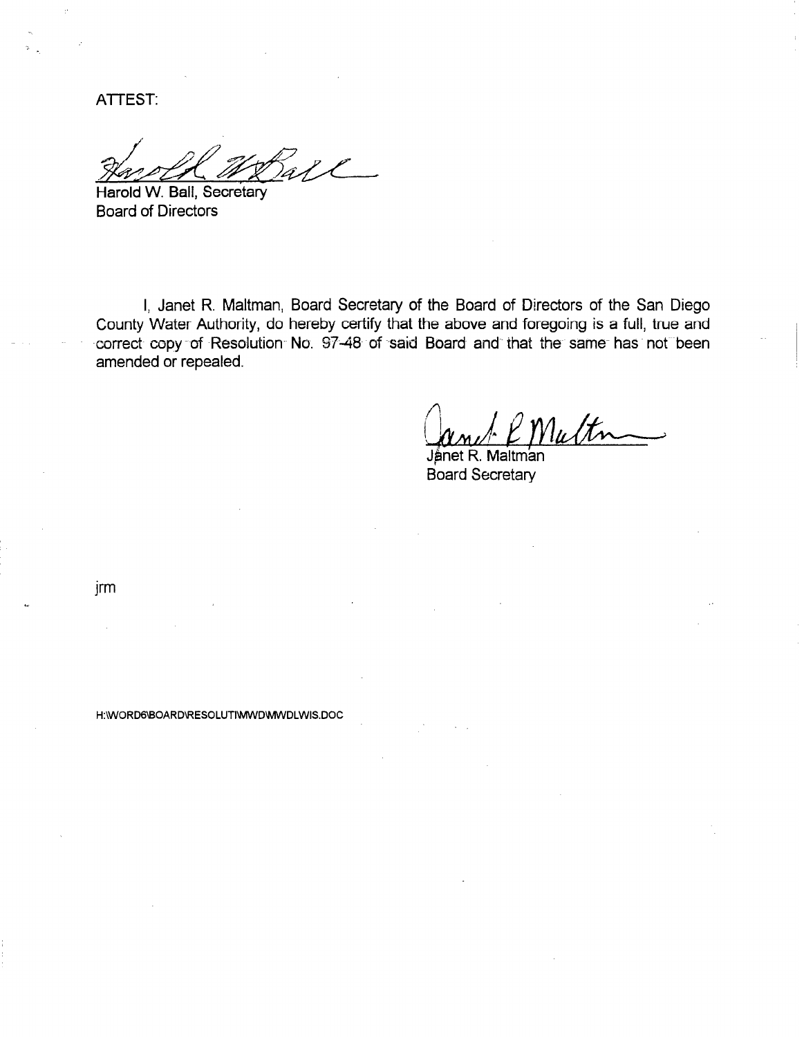ATTEST:

Harold W. Ball, Secretary
Board of Directors

I, Janet R. Maltman, Board Secretary of the Board of Directors of the San Diego County Water Authority, do hereby certify that the above and foregoing is a full, true and correct copy of Resolution No. 97-48 of said Board and that the same has not been amended or repealed.

Janet R. Maltman
Board Secretary

jrm

H:\WORD6\BOARD\RESOLUTI\MWD\MWDLWIS.DOC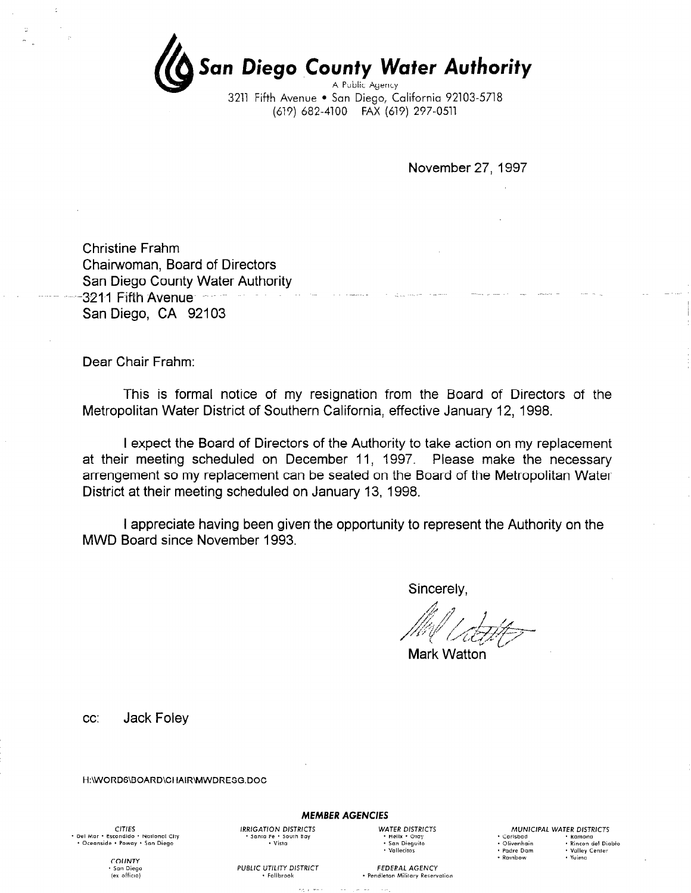# San Diego County Water Authority

A Public Agency

3211 Fifth Avenue • San Diego, California 92103-5718

(619) 682-4100 FAX (619) 297-0511

November 27, 1997

Christine Frahm
Chairwoman, Board of Directors
San Diego County Water Authority
3211 Fifth Avenue
San Diego, CA 92103

Dear Chair Frahm:

This is formal notice of my resignation from the Board of Directors of the Metropolitan Water District of Southern California, effective January 12, 1998.

I expect the Board of Directors of the Authority to take action on my replacement at their meeting scheduled on December 11, 1997. Please make the necessary arrengement so my replacement can be seated on the Board of the Metropolitan Water District at their meeting scheduled on January 13, 1998.

I appreciate having been given the opportunity to represent the Authority on the MWD Board since November 1993.

Sincerely,

Mark Watton

cc: Jack Foley

H:\WORD6\BOARD\CHAIR\MWDRESG.DOC

**MEMBER AGENCIES**

*CITIES*
• Del Mar • Escondido • National City
• Oceanside • Poway • San Diego

*COUNTY*
• San Diego (ex officio)

*IRRIGATION DISTRICTS*
• Santa Fe • South Bay
• Vista

*PUBLIC UTILITY DISTRICT*
• Fallbrook

*WATER DISTRICTS*
• Helix • Otay
• San Dieguito
• Vallecitos

*FEDERAL AGENCY*
• Pendleton Military Reservation

*MUNICIPAL WATER DISTRICTS*
• Carlsbad • Ramona
• Olivenhain • Rincon del Diablo
• Padre Dam • Valley Center
• Rainbow • Yuima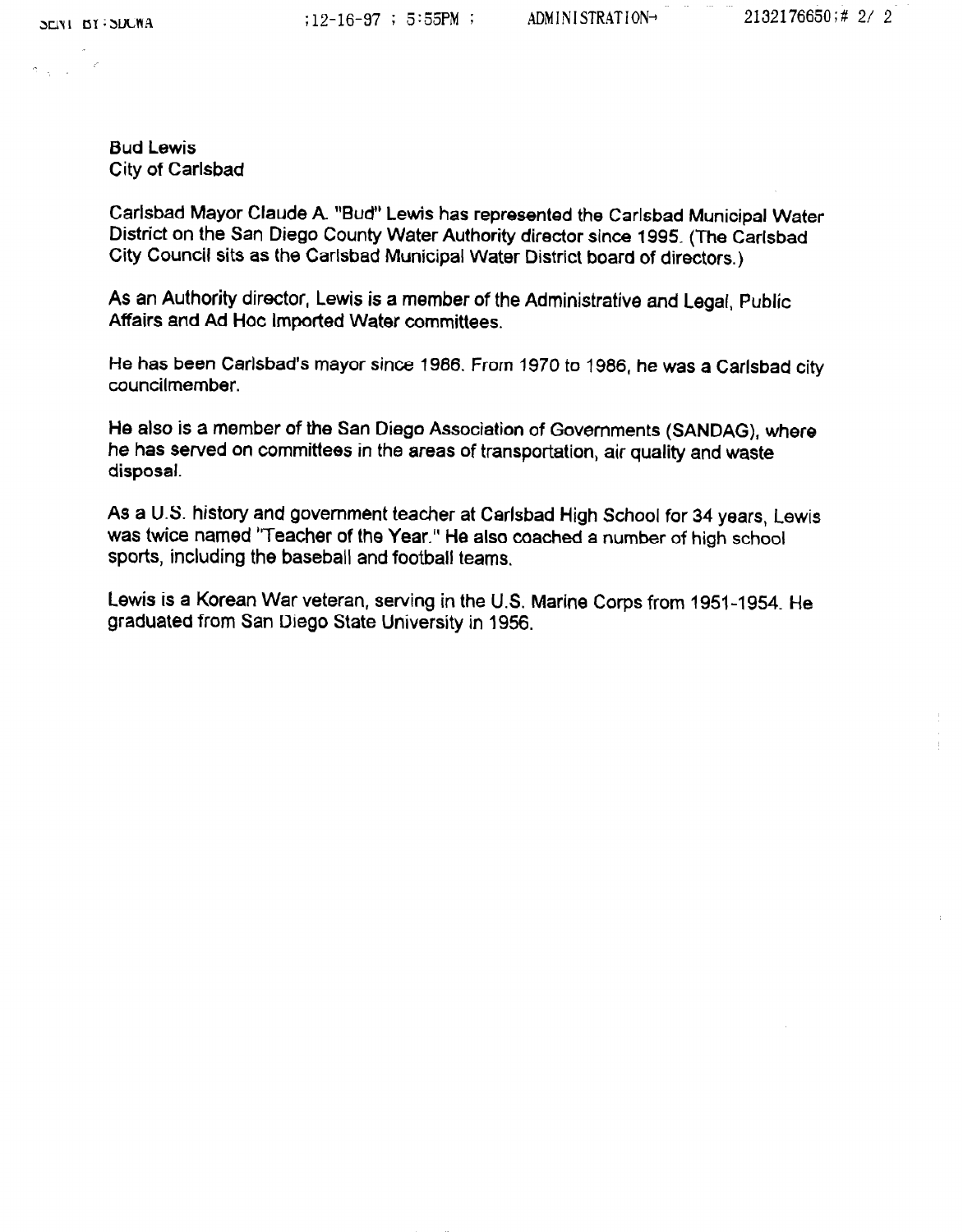**Bud Lewis**
**City of Carlsbad**

Carlsbad Mayor Claude A. "Bud" Lewis has represented the Carlsbad Municipal Water District on the San Diego County Water Authority director since 1995. (The Carlsbad City Council sits as the Carlsbad Municipal Water District board of directors.)

As an Authority director, Lewis is a member of the Administrative and Legal, Public Affairs and Ad Hoc Imported Water committees.

He has been Carlsbad's mayor since 1986. From 1970 to 1986, he was a Carlsbad city councilmember.

He also is a member of the San Diego Association of Governments (SANDAG), where he has served on committees in the areas of transportation, air quality and waste disposal.

As a U.S. history and government teacher at Carlsbad High School for 34 years, Lewis was twice named "Teacher of the Year." He also coached a number of high school sports, including the baseball and football teams.

Lewis is a Korean War veteran, serving in the U.S. Marine Corps from 1951-1954. He graduated from San Diego State University in 1956.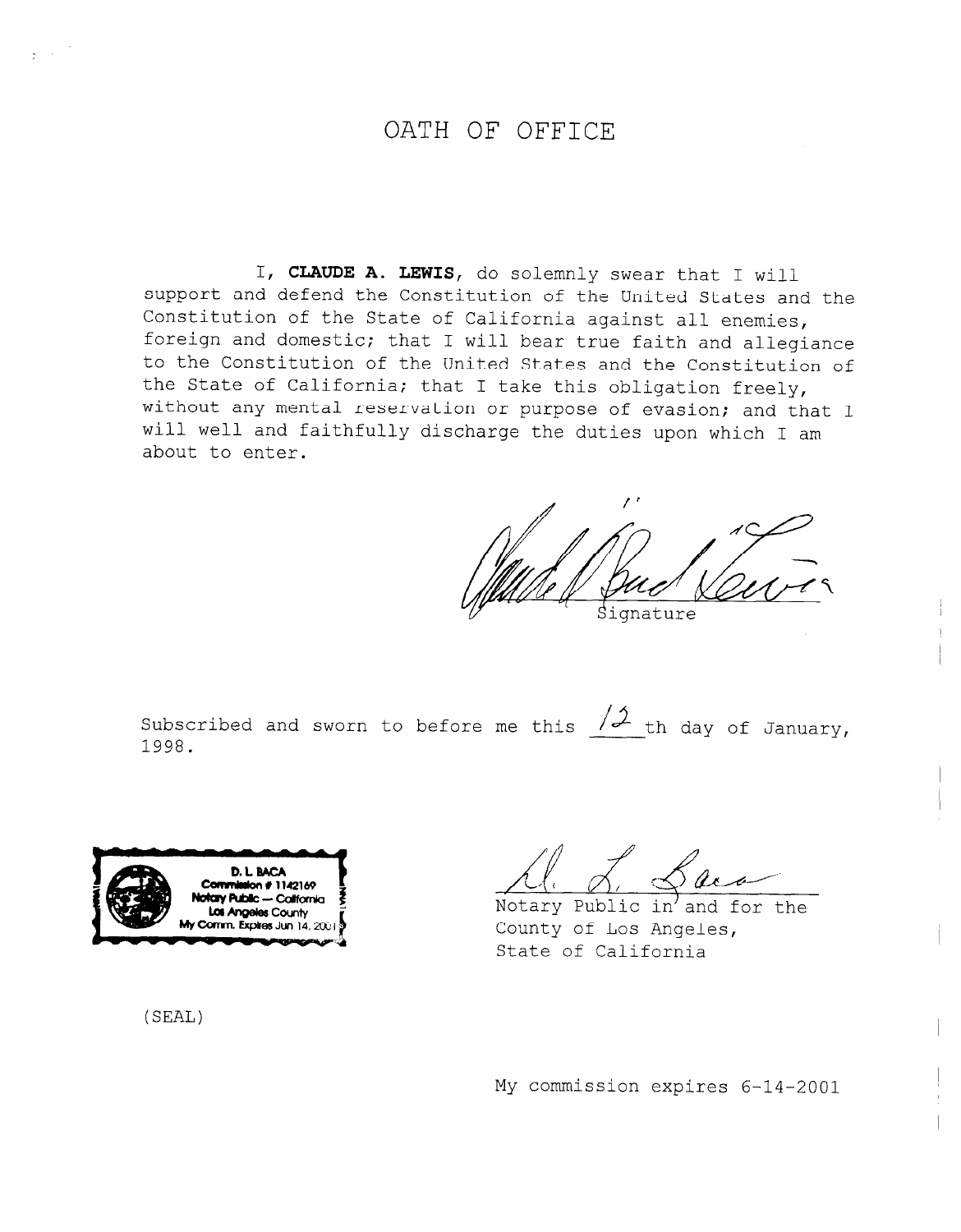# OATH OF OFFICE

I, **CLAUDE A. LEWIS**, do solemnly swear that I will support and defend the Constitution of the United States and the Constitution of the State of California against all enemies, foreign and domestic; that I will bear true faith and allegiance to the Constitution of the United States and the Constitution of the State of California; that I take this obligation freely, without any mental reservation or purpose of evasion; and that I will well and faithfully discharge the duties upon which I am about to enter.

Signature

Subscribed and sworn to before me this 12 th day of January, 1998.

D. L BACA
Commission # 1142169
Notary Public — California
Los Angeles County
My Comm. Expires Jun 14, 2001

Notary Public in and for the
County of Los Angeles,
State of California

(SEAL)

My commission expires 6-14-2001